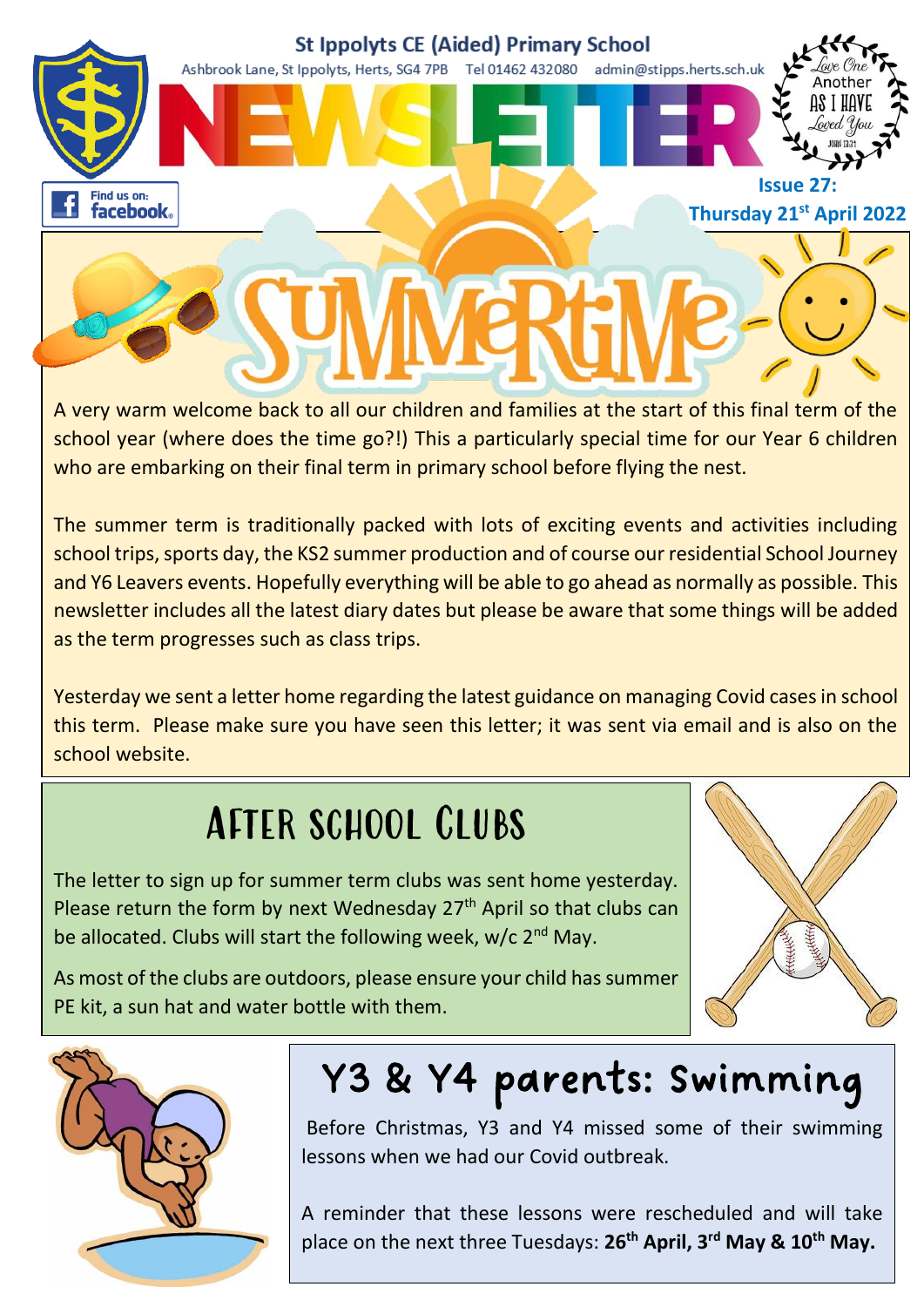# St Ippolyts CE (Aided) Primary School

Ashbrook Lane, St Ippolyts, Herts, SG4 7PB Tel 01462 432080 admin@stipps.herts.sch.uk

# NEWSLETTER

Love One Another As I Have Loved You — John 13:34

Find us on: facebook

**Issue 27: Thursday 21st April 2022**

## SUMMERTIME

A very warm welcome back to all our children and families at the start of this final term of the school year (where does the time go?!) This a particularly special time for our Year 6 children who are embarking on their final term in primary school before flying the nest.

The summer term is traditionally packed with lots of exciting events and activities including school trips, sports day, the KS2 summer production and of course our residential School Journey and Y6 Leavers events. Hopefully everything will be able to go ahead as normally as possible. This newsletter includes all the latest diary dates but please be aware that some things will be added as the term progresses such as class trips.

Yesterday we sent a letter home regarding the latest guidance on managing Covid cases in school this term. Please make sure you have seen this letter; it was sent via email and is also on the school website.

## After School Clubs

The letter to sign up for summer term clubs was sent home yesterday. Please return the form by next Wednesday 27th April so that clubs can be allocated. Clubs will start the following week, w/c 2nd May.

As most of the clubs are outdoors, please ensure your child has summer PE kit, a sun hat and water bottle with them.

## Y3 & Y4 parents: Swimming

Before Christmas, Y3 and Y4 missed some of their swimming lessons when we had our Covid outbreak.

A reminder that these lessons were rescheduled and will take place on the next three Tuesdays: **26th April, 3rd May & 10th May.**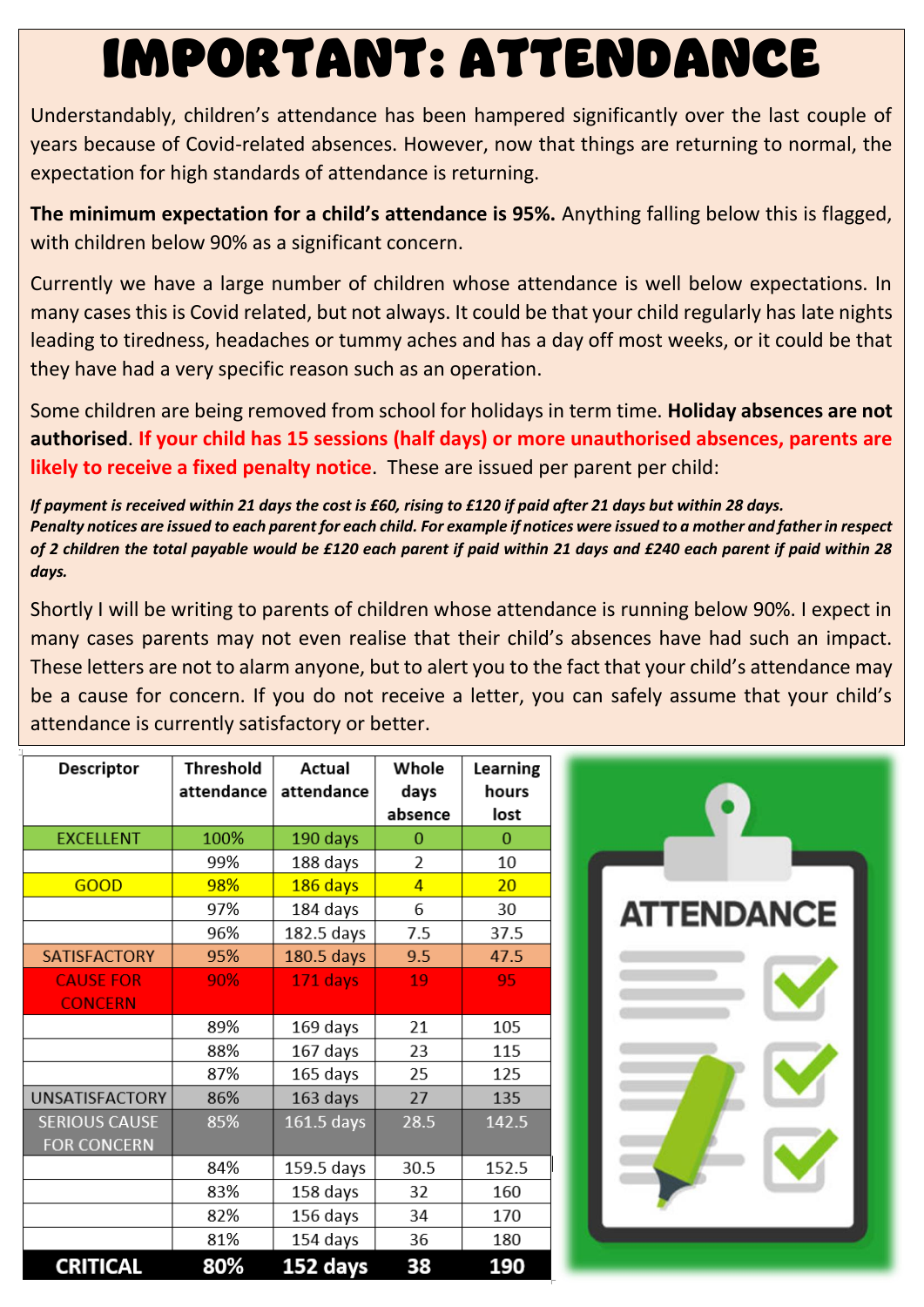# IMPORTANT: ATTENDANCE

Understandably, children's attendance has been hampered significantly over the last couple of years because of Covid-related absences. However, now that things are returning to normal, the expectation for high standards of attendance is returning.

**The minimum expectation for a child's attendance is 95%.** Anything falling below this is flagged, with children below 90% as a significant concern.

Currently we have a large number of children whose attendance is well below expectations. In many cases this is Covid related, but not always. It could be that your child regularly has late nights leading to tiredness, headaches or tummy aches and has a day off most weeks, or it could be that they have had a very specific reason such as an operation.

Some children are being removed from school for holidays in term time. **Holiday absences are not authorised**. **If your child has 15 sessions (half days) or more unauthorised absences, parents are likely to receive a fixed penalty notice**. These are issued per parent per child:

***If payment is received within 21 days the cost is £60, rising to £120 if paid after 21 days but within 28 days. Penalty notices are issued to each parent for each child. For example if notices were issued to a mother and father in respect of 2 children the total payable would be £120 each parent if paid within 21 days and £240 each parent if paid within 28 days.***

Shortly I will be writing to parents of children whose attendance is running below 90%. I expect in many cases parents may not even realise that their child's absences have had such an impact. These letters are not to alarm anyone, but to alert you to the fact that your child's attendance may be a cause for concern. If you do not receive a letter, you can safely assume that your child's attendance is currently satisfactory or better.

| Descriptor | Threshold attendance | Actual attendance | Whole days absence | Learning hours lost |
|---|---|---|---|---|
| EXCELLENT | 100% | 190 days | 0 | 0 |
| | 99% | 188 days | 2 | 10 |
| GOOD | 98% | 186 days | 4 | 20 |
| | 97% | 184 days | 6 | 30 |
| | 96% | 182.5 days | 7.5 | 37.5 |
| SATISFACTORY | 95% | 180.5 days | 9.5 | 47.5 |
| CAUSE FOR CONCERN | 90% | 171 days | 19 | 95 |
| | 89% | 169 days | 21 | 105 |
| | 88% | 167 days | 23 | 115 |
| | 87% | 165 days | 25 | 125 |
| UNSATISFACTORY | 86% | 163 days | 27 | 135 |
| SERIOUS CAUSE FOR CONCERN | 85% | 161.5 days | 28.5 | 142.5 |
| | 84% | 159.5 days | 30.5 | 152.5 |
| | 83% | 158 days | 32 | 160 |
| | 82% | 156 days | 34 | 170 |
| | 81% | 154 days | 36 | 180 |
| **CRITICAL** | **80%** | **152 days** | **38** | **190** |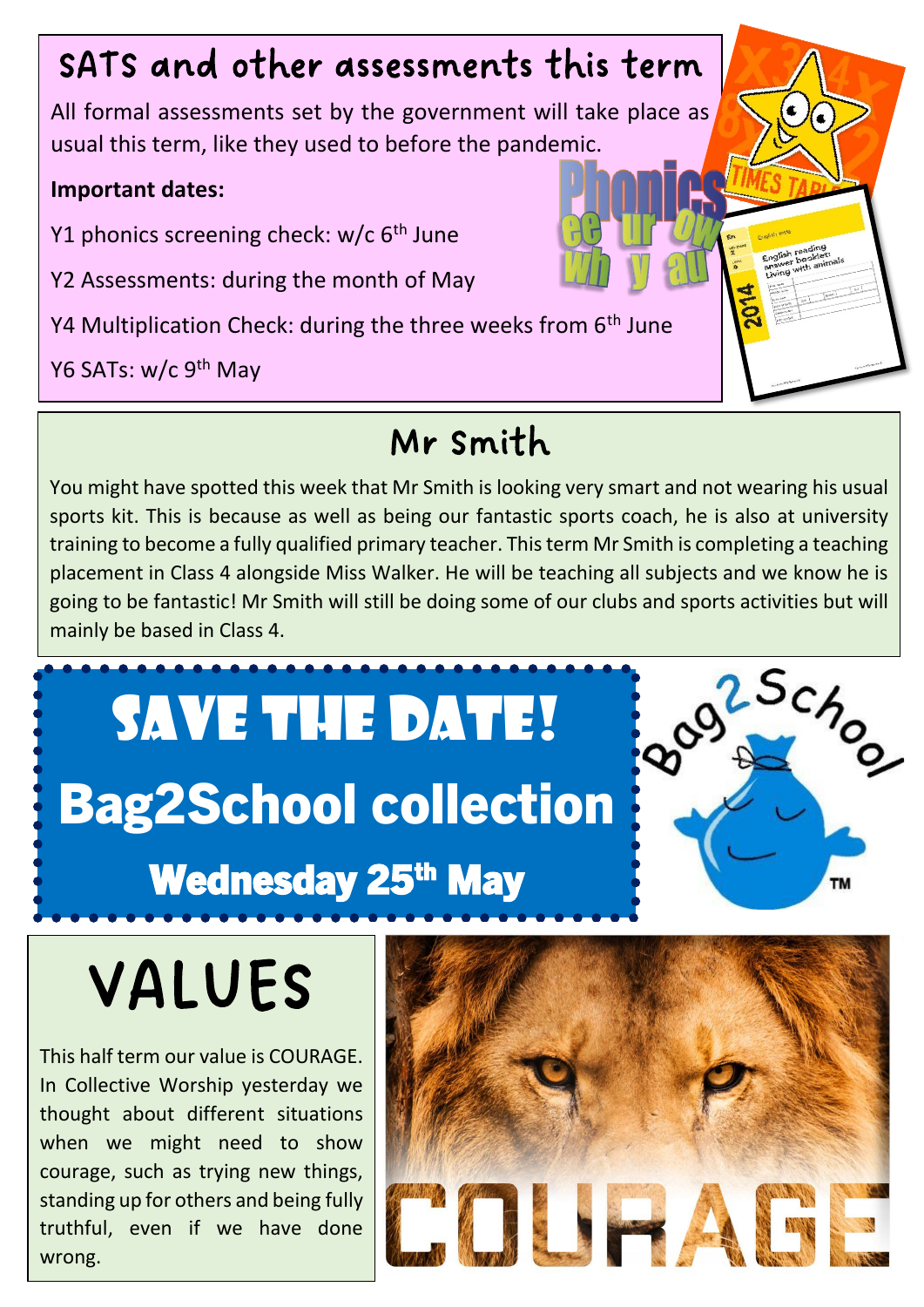## SATS and other assessments this term

All formal assessments set by the government will take place as usual this term, like they used to before the pandemic.

**Important dates:**

Y1 phonics screening check: w/c 6th June

Y2 Assessments: during the month of May

Y4 Multiplication Check: during the three weeks from 6th June

Y6 SATs: w/c 9th May

## Mr Smith

You might have spotted this week that Mr Smith is looking very smart and not wearing his usual sports kit. This is because as well as being our fantastic sports coach, he is also at university training to become a fully qualified primary teacher. This term Mr Smith is completing a teaching placement in Class 4 alongside Miss Walker. He will be teaching all subjects and we know he is going to be fantastic! Mr Smith will still be doing some of our clubs and sports activities but will mainly be based in Class 4.

# SAVE THE DATE!

## Bag2School collection

### Wednesday 25th May

## VALUES

This half term our value is COURAGE. In Collective Worship yesterday we thought about different situations when we might need to show courage, such as trying new things, standing up for others and being fully truthful, even if we have done wrong.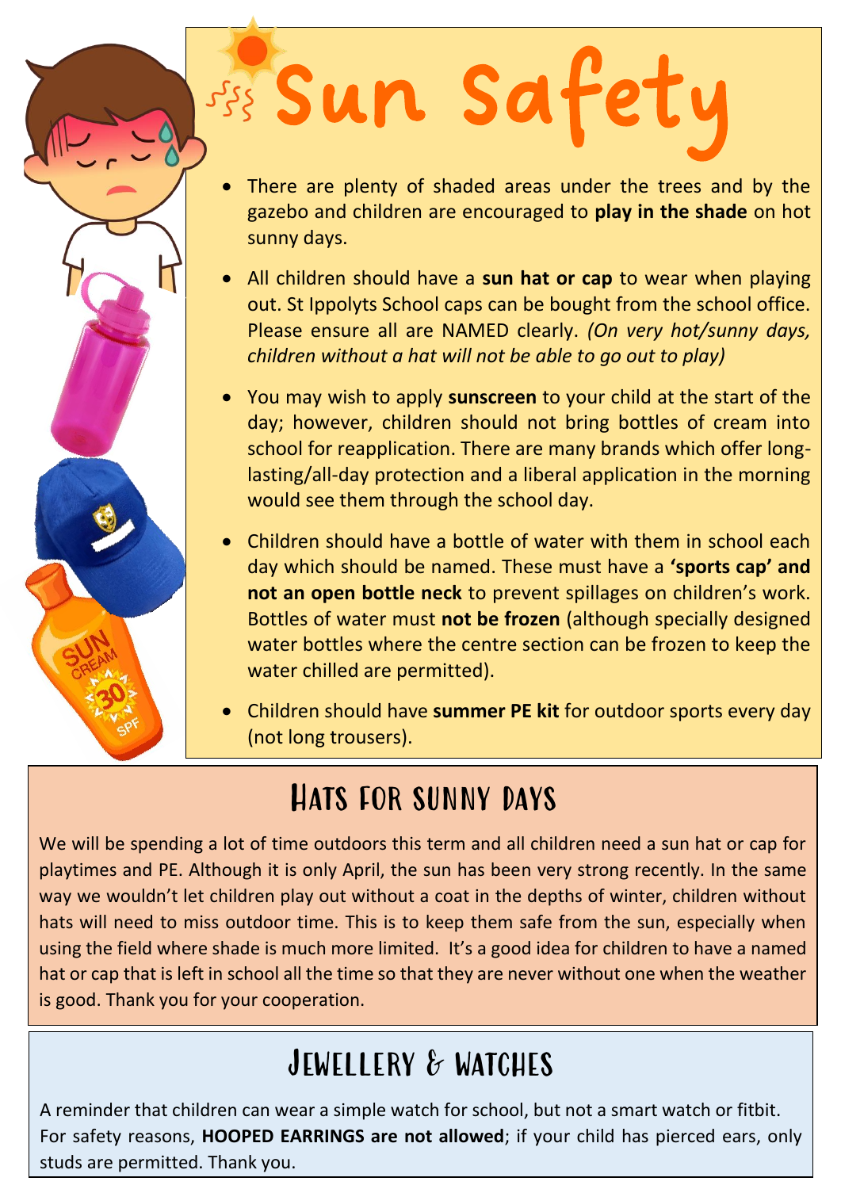# Sun Safety

- There are plenty of shaded areas under the trees and by the gazebo and children are encouraged to **play in the shade** on hot sunny days.
- All children should have a **sun hat or cap** to wear when playing out. St Ippolyts School caps can be bought from the school office. Please ensure all are NAMED clearly. *(On very hot/sunny days, children without a hat will not be able to go out to play)*
- You may wish to apply **sunscreen** to your child at the start of the day; however, children should not bring bottles of cream into school for reapplication. There are many brands which offer long-lasting/all-day protection and a liberal application in the morning would see them through the school day.
- Children should have a bottle of water with them in school each day which should be named. These must have a **'sports cap' and not an open bottle neck** to prevent spillages on children's work. Bottles of water must **not be frozen** (although specially designed water bottles where the centre section can be frozen to keep the water chilled are permitted).
- Children should have **summer PE kit** for outdoor sports every day (not long trousers).

## Hats for sunny days

We will be spending a lot of time outdoors this term and all children need a sun hat or cap for playtimes and PE. Although it is only April, the sun has been very strong recently. In the same way we wouldn't let children play out without a coat in the depths of winter, children without hats will need to miss outdoor time. This is to keep them safe from the sun, especially when using the field where shade is much more limited. It's a good idea for children to have a named hat or cap that is left in school all the time so that they are never without one when the weather is good. Thank you for your cooperation.

## Jewellery & watches

A reminder that children can wear a simple watch for school, but not a smart watch or fitbit. For safety reasons, **HOOPED EARRINGS are not allowed**; if your child has pierced ears, only studs are permitted. Thank you.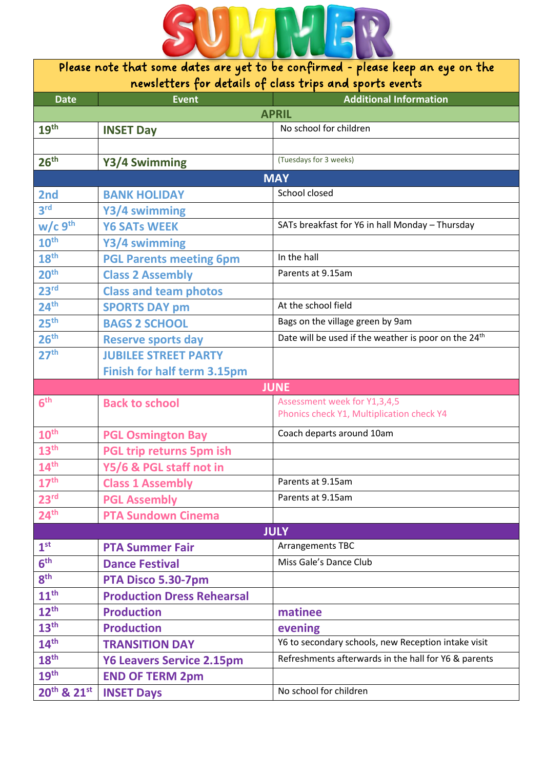# SUMMER

Please note that some dates are yet to be confirmed - please keep an eye on the newsletters for details of class trips and sports events

| Date | Event | Additional Information |
|---|---|---|
| **APRIL** | | |
| 19th | INSET Day | No school for children |
| | | |
| 26th | Y3/4 Swimming | (Tuesdays for 3 weeks) |
| **MAY** | | |
| 2nd | BANK HOLIDAY | School closed |
| 3rd | Y3/4 swimming | |
| w/c 9th | Y6 SATs WEEK | SATs breakfast for Y6 in hall Monday – Thursday |
| 10th | Y3/4 swimming | |
| 18th | PGL Parents meeting 6pm | In the hall |
| 20th | Class 2 Assembly | Parents at 9.15am |
| 23rd | Class and team photos | |
| 24th | SPORTS DAY pm | At the school field |
| 25th | BAGS 2 SCHOOL | Bags on the village green by 9am |
| 26th | Reserve sports day | Date will be used if the weather is poor on the 24th |
| 27th | JUBILEE STREET PARTY<br>Finish for half term 3.15pm | |
| **JUNE** | | |
| 6th | Back to school | Assessment week for Y1,3,4,5<br>Phonics check Y1, Multiplication check Y4 |
| 10th | PGL Osmington Bay | Coach departs around 10am |
| 13th | PGL trip returns 5pm ish | |
| 14th | Y5/6 & PGL staff not in | |
| 17th | Class 1 Assembly | Parents at 9.15am |
| 23rd | PGL Assembly | Parents at 9.15am |
| 24th | PTA Sundown Cinema | |
| **JULY** | | |
| 1st | PTA Summer Fair | Arrangements TBC |
| 6th | Dance Festival | Miss Gale's Dance Club |
| 8th | PTA Disco 5.30-7pm | |
| 11th | Production Dress Rehearsal | |
| 12th | Production | matinee |
| 13th | Production | evening |
| 14th | TRANSITION DAY | Y6 to secondary schools, new Reception intake visit |
| 18th | Y6 Leavers Service 2.15pm | Refreshments afterwards in the hall for Y6 & parents |
| 19th | END OF TERM 2pm | |
| 20th & 21st | INSET Days | No school for children |